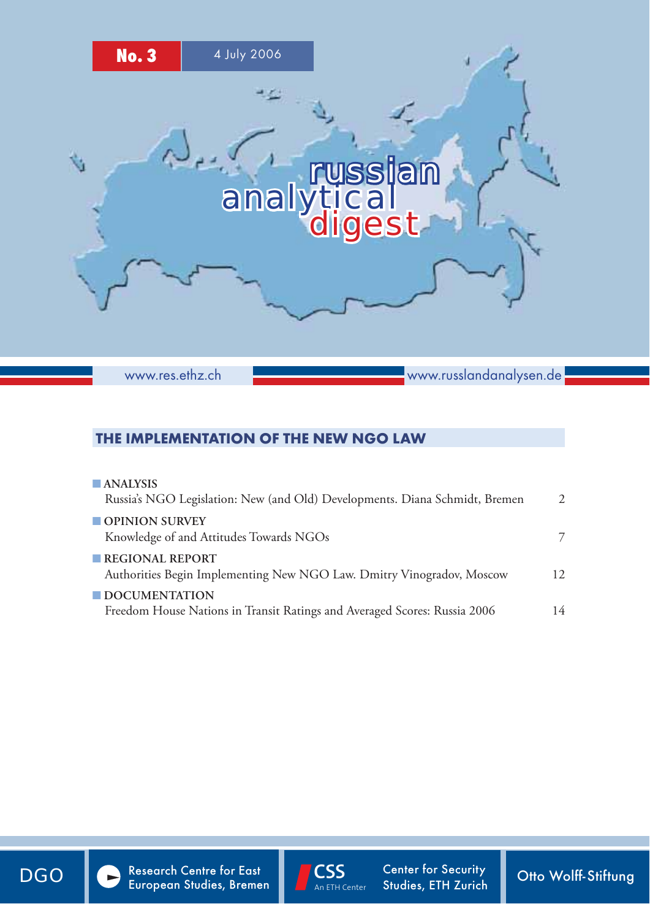**No. 3** 4 July 2006

# russian analytical digest

www.res.ethz.ch www.russlandanalysen.de

## THE IMPLEMENTATION OF THE NEW NGO LAW

■ **ANALYSIS**
Russia's NGO Legislation: New (and Old) Developments. Diana Schmidt, Bremen 2

■ **OPINION SURVEY**
Knowledge of and Attitudes Towards NGOs 7

■ **REGIONAL REPORT**
Authorities Begin Implementing New NGO Law. Dmitry Vinogradov, Moscow 12

■ **DOCUMENTATION**
Freedom House Nations in Transit Ratings and Averaged Scores: Russia 2006 14

DGO | Research Centre for East European Studies, Bremen | CSS An ETH Center — Center for Security Studies, ETH Zurich | Otto Wolff-Stiftung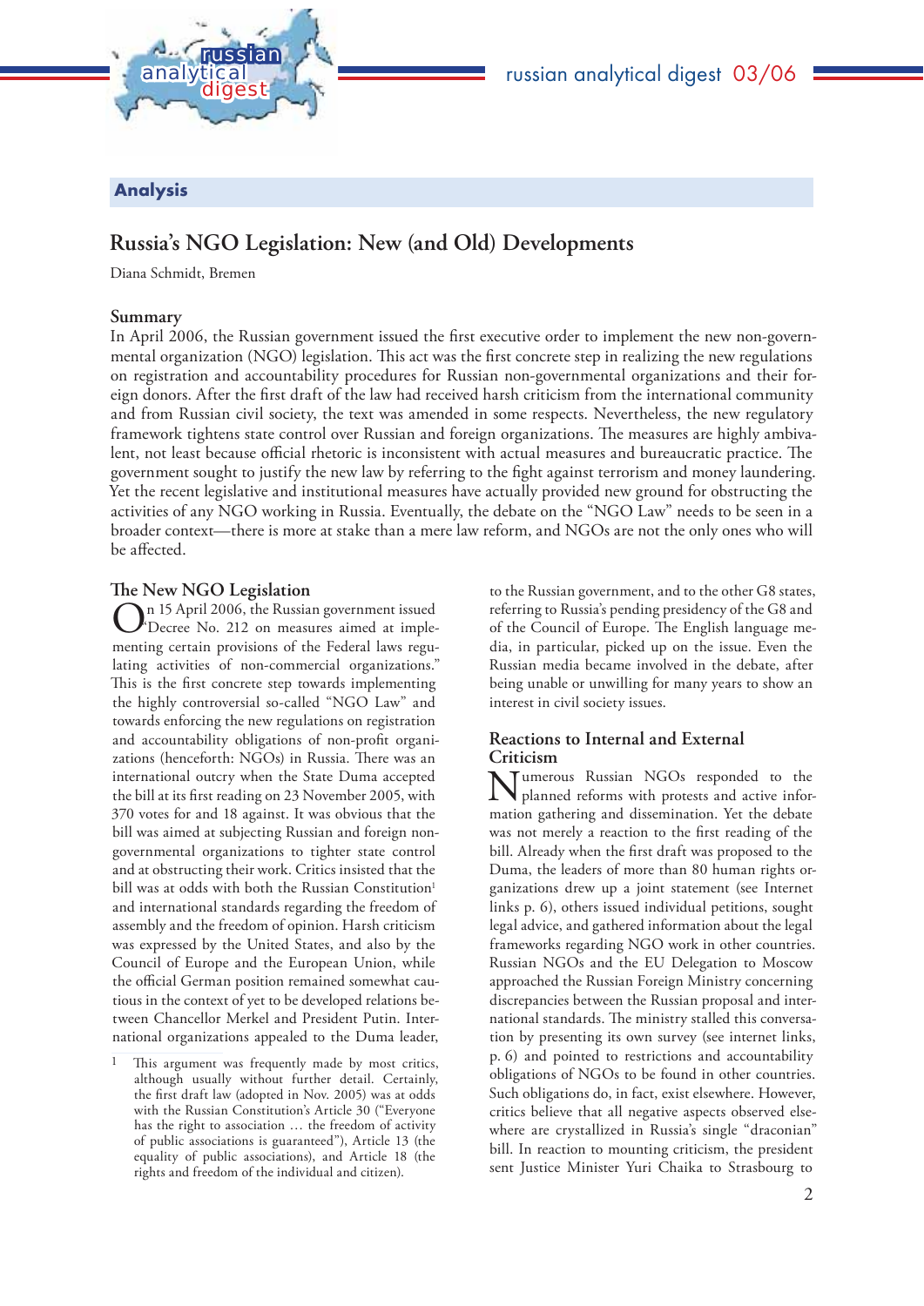## Analysis

# Russia's NGO Legislation: New (and Old) Developments

Diana Schmidt, Bremen

### Summary

In April 2006, the Russian government issued the first executive order to implement the new non-governmental organization (NGO) legislation. This act was the first concrete step in realizing the new regulations on registration and accountability procedures for Russian non-governmental organizations and their foreign donors. After the first draft of the law had received harsh criticism from the international community and from Russian civil society, the text was amended in some respects. Nevertheless, the new regulatory framework tightens state control over Russian and foreign organizations. The measures are highly ambivalent, not least because official rhetoric is inconsistent with actual measures and bureaucratic practice. The government sought to justify the new law by referring to the fight against terrorism and money laundering. Yet the recent legislative and institutional measures have actually provided new ground for obstructing the activities of any NGO working in Russia. Eventually, the debate on the "NGO Law" needs to be seen in a broader context—there is more at stake than a mere law reform, and NGOs are not the only ones who will be affected.

### The New NGO Legislation

On 15 April 2006, the Russian government issued "Decree No. 212 on measures aimed at implementing certain provisions of the Federal laws regulating activities of non-commercial organizations." This is the first concrete step towards implementing the highly controversial so-called "NGO Law" and towards enforcing the new regulations on registration and accountability obligations of non-profit organizations (henceforth: NGOs) in Russia. There was an international outcry when the State Duma accepted the bill at its first reading on 23 November 2005, with 370 votes for and 18 against. It was obvious that the bill was aimed at subjecting Russian and foreign non-governmental organizations to tighter state control and at obstructing their work. Critics insisted that the bill was at odds with both the Russian Constitution[1] and international standards regarding the freedom of assembly and the freedom of opinion. Harsh criticism was expressed by the United States, and also by the Council of Europe and the European Union, while the official German position remained somewhat cautious in the context of yet to be developed relations between Chancellor Merkel and President Putin. International organizations appealed to the Duma leader, to the Russian government, and to the other G8 states, referring to Russia's pending presidency of the G8 and of the Council of Europe. The English language media, in particular, picked up on the issue. Even the Russian media became involved in the debate, after being unable or unwilling for many years to show an interest in civil society issues.

### Reactions to Internal and External Criticism

Numerous Russian NGOs responded to the planned reforms with protests and active information gathering and dissemination. Yet the debate was not merely a reaction to the first reading of the bill. Already when the first draft was proposed to the Duma, the leaders of more than 80 human rights organizations drew up a joint statement (see Internet links p. 6), others issued individual petitions, sought legal advice, and gathered information about the legal frameworks regarding NGO work in other countries. Russian NGOs and the EU Delegation to Moscow approached the Russian Foreign Ministry concerning discrepancies between the Russian proposal and international standards. The ministry stalled this conversation by presenting its own survey (see internet links, p. 6) and pointed to restrictions and accountability obligations of NGOs to be found in other countries. Such obligations do, in fact, exist elsewhere. However, critics believe that all negative aspects observed elsewhere are crystallized in Russia's single "draconian" bill. In reaction to mounting criticism, the president sent Justice Minister Yuri Chaika to Strasbourg to

[1] This argument was frequently made by most critics, although usually without further detail. Certainly, the first draft law (adopted in Nov. 2005) was at odds with the Russian Constitution's Article 30 ("Everyone has the right to association … the freedom of activity of public associations is guaranteed"), Article 13 (the equality of public associations), and Article 18 (the rights and freedom of the individual and citizen).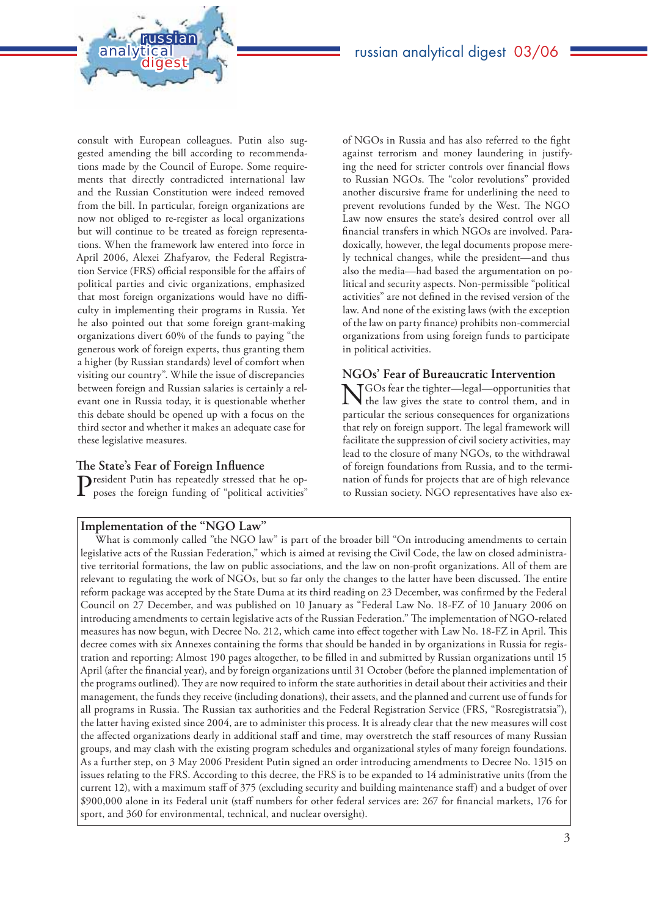consult with European colleagues. Putin also suggested amending the bill according to recommendations made by the Council of Europe. Some requirements that directly contradicted international law and the Russian Constitution were indeed removed from the bill. In particular, foreign organizations are now not obliged to re-register as local organizations but will continue to be treated as foreign representations. When the framework law entered into force in April 2006, Alexei Zhafyarov, the Federal Registration Service (FRS) official responsible for the affairs of political parties and civic organizations, emphasized that most foreign organizations would have no difficulty in implementing their programs in Russia. Yet he also pointed out that some foreign grant-making organizations divert 60% of the funds to paying "the generous work of foreign experts, thus granting them a higher (by Russian standards) level of comfort when visiting our country". While the issue of discrepancies between foreign and Russian salaries is certainly a relevant one in Russia today, it is questionable whether this debate should be opened up with a focus on the third sector and whether it makes an adequate case for these legislative measures.

### The State's Fear of Foreign Influence

President Putin has repeatedly stressed that he opposes the foreign funding of "political activities" of NGOs in Russia and has also referred to the fight against terrorism and money laundering in justifying the need for stricter controls over financial flows to Russian NGOs. The "color revolutions" provided another discursive frame for underlining the need to prevent revolutions funded by the West. The NGO Law now ensures the state's desired control over all financial transfers in which NGOs are involved. Paradoxically, however, the legal documents propose merely technical changes, while the president—and thus also the media—had based the argumentation on political and security aspects. Non-permissible "political activities" are not defined in the revised version of the law. And none of the existing laws (with the exception of the law on party finance) prohibits non-commercial organizations from using foreign funds to participate in political activities.

### NGOs' Fear of Bureaucratic Intervention

NGOs fear the tighter—legal—opportunities that the law gives the state to control them, and in particular the serious consequences for organizations that rely on foreign support. The legal framework will facilitate the suppression of civil society activities, may lead to the closure of many NGOs, to the withdrawal of foreign foundations from Russia, and to the termination of funds for projects that are of high relevance to Russian society. NGO representatives have also ex-

### Implementation of the "NGO Law"

What is commonly called "the NGO law" is part of the broader bill "On introducing amendments to certain legislative acts of the Russian Federation," which is aimed at revising the Civil Code, the law on closed administrative territorial formations, the law on public associations, and the law on non-profit organizations. All of them are relevant to regulating the work of NGOs, but so far only the changes to the latter have been discussed. The entire reform package was accepted by the State Duma at its third reading on 23 December, was confirmed by the Federal Council on 27 December, and was published on 10 January as "Federal Law No. 18-FZ of 10 January 2006 on introducing amendments to certain legislative acts of the Russian Federation." The implementation of NGO-related measures has now begun, with Decree No. 212, which came into effect together with Law No. 18-FZ in April. This decree comes with six Annexes containing the forms that should be handed in by organizations in Russia for registration and reporting: Almost 190 pages altogether, to be filled in and submitted by Russian organizations until 15 April (after the financial year), and by foreign organizations until 31 October (before the planned implementation of the programs outlined). They are now required to inform the state authorities in detail about their activities and their management, the funds they receive (including donations), their assets, and the planned and current use of funds for all programs in Russia. The Russian tax authorities and the Federal Registration Service (FRS, "Rosregistratsia"), the latter having existed since 2004, are to administer this process. It is already clear that the new measures will cost the affected organizations dearly in additional staff and time, may overstretch the staff resources of many Russian groups, and may clash with the existing program schedules and organizational styles of many foreign foundations. As a further step, on 3 May 2006 President Putin signed an order introducing amendments to Decree No. 1315 on issues relating to the FRS. According to this decree, the FRS is to be expanded to 14 administrative units (from the current 12), with a maximum staff of 375 (excluding security and building maintenance staff) and a budget of over $900,000 alone in its Federal unit (staff numbers for other federal services are: 267 for financial markets, 176 for sport, and 360 for environmental, technical, and nuclear oversight).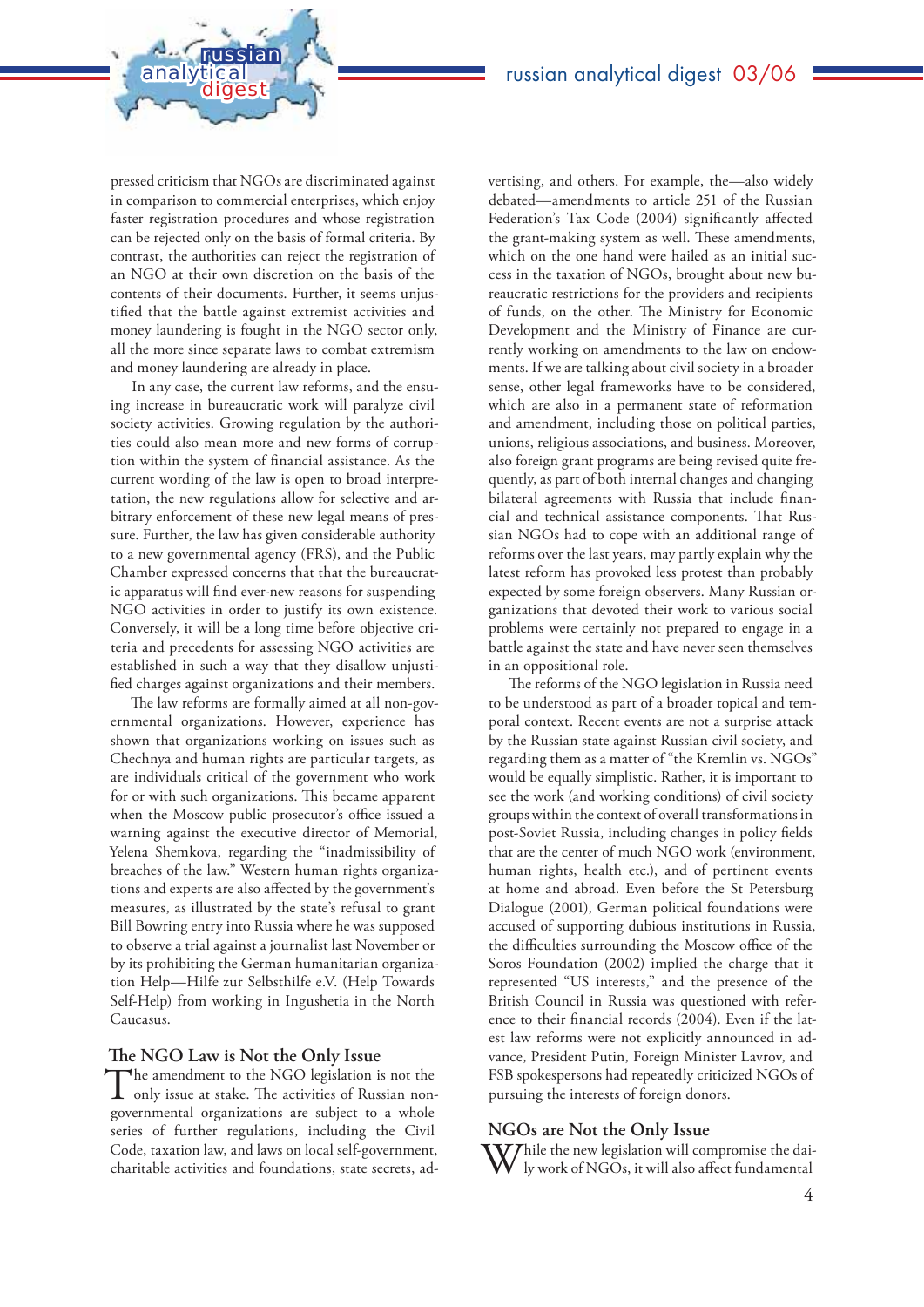pressed criticism that NGOs are discriminated against in comparison to commercial enterprises, which enjoy faster registration procedures and whose registration can be rejected only on the basis of formal criteria. By contrast, the authorities can reject the registration of an NGO at their own discretion on the basis of the contents of their documents. Further, it seems unjustified that the battle against extremist activities and money laundering is fought in the NGO sector only, all the more since separate laws to combat extremism and money laundering are already in place.

In any case, the current law reforms, and the ensuing increase in bureaucratic work will paralyze civil society activities. Growing regulation by the authorities could also mean more and new forms of corruption within the system of financial assistance. As the current wording of the law is open to broad interpretation, the new regulations allow for selective and arbitrary enforcement of these new legal means of pressure. Further, the law has given considerable authority to a new governmental agency (FRS), and the Public Chamber expressed concerns that that the bureaucratic apparatus will find ever-new reasons for suspending NGO activities in order to justify its own existence. Conversely, it will be a long time before objective criteria and precedents for assessing NGO activities are established in such a way that they disallow unjustified charges against organizations and their members.

The law reforms are formally aimed at all non-governmental organizations. However, experience has shown that organizations working on issues such as Chechnya and human rights are particular targets, as are individuals critical of the government who work for or with such organizations. This became apparent when the Moscow public prosecutor's office issued a warning against the executive director of Memorial, Yelena Shemkova, regarding the "inadmissibility of breaches of the law." Western human rights organizations and experts are also affected by the government's measures, as illustrated by the state's refusal to grant Bill Bowring entry into Russia where he was supposed to observe a trial against a journalist last November or by its prohibiting the German humanitarian organization Help—Hilfe zur Selbsthilfe e.V. (Help Towards Self-Help) from working in Ingushetia in the North Caucasus.

## The NGO Law is Not the Only Issue

The amendment to the NGO legislation is not the only issue at stake. The activities of Russian non-governmental organizations are subject to a whole series of further regulations, including the Civil Code, taxation law, and laws on local self-government, charitable activities and foundations, state secrets, advertising, and others. For example, the—also widely debated—amendments to article 251 of the Russian Federation's Tax Code (2004) significantly affected the grant-making system as well. These amendments, which on the one hand were hailed as an initial success in the taxation of NGOs, brought about new bureaucratic restrictions for the providers and recipients of funds, on the other. The Ministry for Economic Development and the Ministry of Finance are currently working on amendments to the law on endowments. If we are talking about civil society in a broader sense, other legal frameworks have to be considered, which are also in a permanent state of reformation and amendment, including those on political parties, unions, religious associations, and business. Moreover, also foreign grant programs are being revised quite frequently, as part of both internal changes and changing bilateral agreements with Russia that include financial and technical assistance components. That Russian NGOs had to cope with an additional range of reforms over the last years, may partly explain why the latest reform has provoked less protest than probably expected by some foreign observers. Many Russian organizations that devoted their work to various social problems were certainly not prepared to engage in a battle against the state and have never seen themselves in an oppositional role.

The reforms of the NGO legislation in Russia need to be understood as part of a broader topical and temporal context. Recent events are not a surprise attack by the Russian state against Russian civil society, and regarding them as a matter of "the Kremlin vs. NGOs" would be equally simplistic. Rather, it is important to see the work (and working conditions) of civil society groups within the context of overall transformations in post-Soviet Russia, including changes in policy fields that are the center of much NGO work (environment, human rights, health etc.), and of pertinent events at home and abroad. Even before the St Petersburg Dialogue (2001), German political foundations were accused of supporting dubious institutions in Russia, the difficulties surrounding the Moscow office of the Soros Foundation (2002) implied the charge that it represented "US interests," and the presence of the British Council in Russia was questioned with reference to their financial records (2004). Even if the latest law reforms were not explicitly announced in advance, President Putin, Foreign Minister Lavrov, and FSB spokespersons had repeatedly criticized NGOs of pursuing the interests of foreign donors.

## NGOs are Not the Only Issue

While the new legislation will compromise the daily work of NGOs, it will also affect fundamental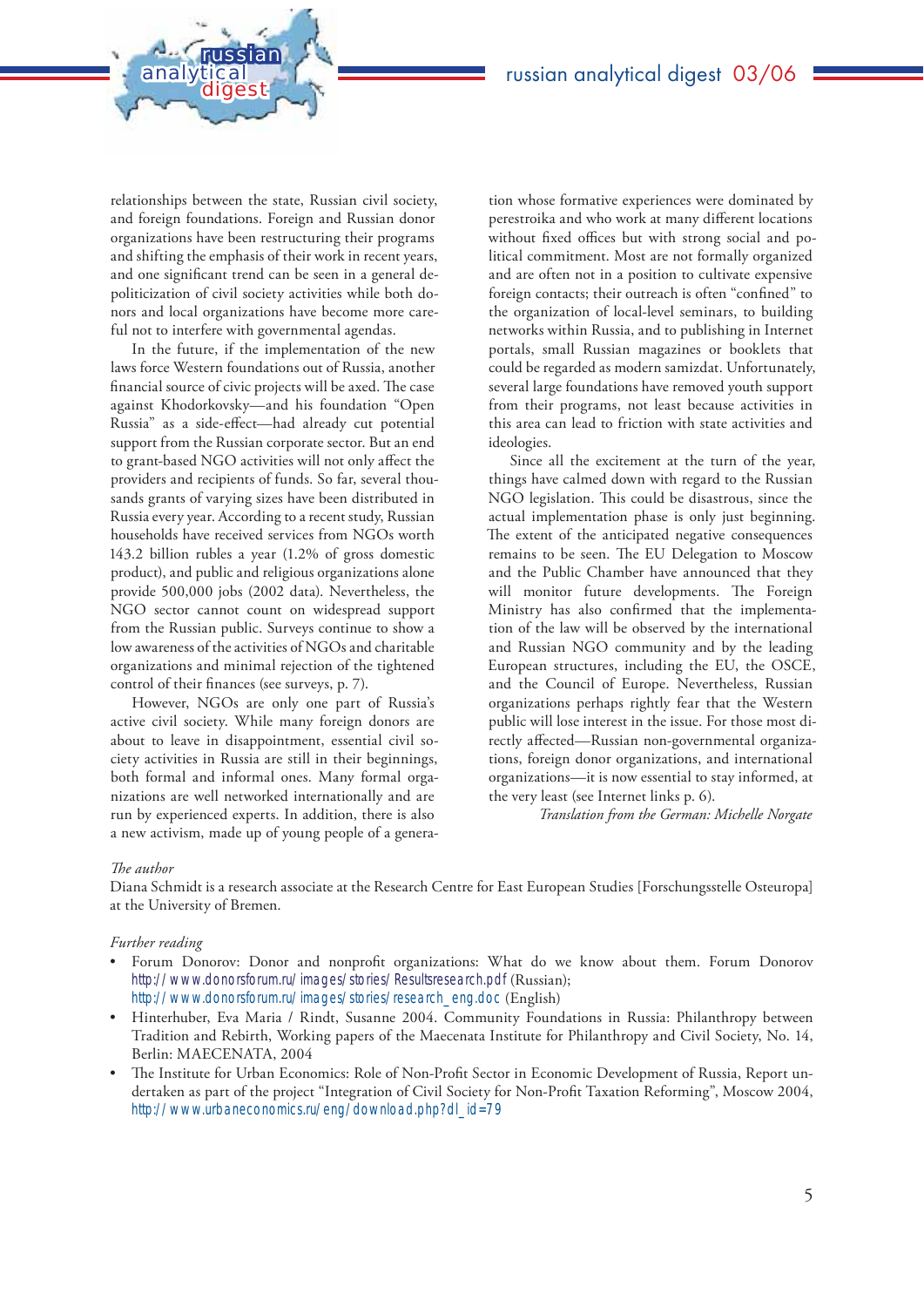relationships between the state, Russian civil society, and foreign foundations. Foreign and Russian donor organizations have been restructuring their programs and shifting the emphasis of their work in recent years, and one significant trend can be seen in a general depoliticization of civil society activities while both donors and local organizations have become more careful not to interfere with governmental agendas.

In the future, if the implementation of the new laws force Western foundations out of Russia, another financial source of civic projects will be axed. The case against Khodorkovsky—and his foundation "Open Russia" as a side-effect—had already cut potential support from the Russian corporate sector. But an end to grant-based NGO activities will not only affect the providers and recipients of funds. So far, several thousands grants of varying sizes have been distributed in Russia every year. According to a recent study, Russian households have received services from NGOs worth 143.2 billion rubles a year (1.2% of gross domestic product), and public and religious organizations alone provide 500,000 jobs (2002 data). Nevertheless, the NGO sector cannot count on widespread support from the Russian public. Surveys continue to show a low awareness of the activities of NGOs and charitable organizations and minimal rejection of the tightened control of their finances (see surveys, p. 7).

However, NGOs are only one part of Russia's active civil society. While many foreign donors are about to leave in disappointment, essential civil society activities in Russia are still in their beginnings, both formal and informal ones. Many formal organizations are well networked internationally and are run by experienced experts. In addition, there is also a new activism, made up of young people of a generation whose formative experiences were dominated by perestroika and who work at many different locations without fixed offices but with strong social and political commitment. Most are not formally organized and are often not in a position to cultivate expensive foreign contacts; their outreach is often "confined" to the organization of local-level seminars, to building networks within Russia, and to publishing in Internet portals, small Russian magazines or booklets that could be regarded as modern samizdat. Unfortunately, several large foundations have removed youth support from their programs, not least because activities in this area can lead to friction with state activities and ideologies.

Since all the excitement at the turn of the year, things have calmed down with regard to the Russian NGO legislation. This could be disastrous, since the actual implementation phase is only just beginning. The extent of the anticipated negative consequences remains to be seen. The EU Delegation to Moscow and the Public Chamber have announced that they will monitor future developments. The Foreign Ministry has also confirmed that the implementation of the law will be observed by the international and Russian NGO community and by the leading European structures, including the EU, the OSCE, and the Council of Europe. Nevertheless, Russian organizations perhaps rightly fear that the Western public will lose interest in the issue. For those most directly affected—Russian non-governmental organizations, foreign donor organizations, and international organizations—it is now essential to stay informed, at the very least (see Internet links p. 6).

*Translation from the German: Michelle Norgate*

*The author*

Diana Schmidt is a research associate at the Research Centre for East European Studies [Forschungsstelle Osteuropa] at the University of Bremen.

*Further reading*

- Forum Donorov: Donor and nonprofit organizations: What do we know about them. Forum Donorov http://www.donorsforum.ru/images/stories/Resultsresearch.pdf (Russian); http://www.donorsforum.ru/images/stories/research_eng.doc (English)
- Hinterhuber, Eva Maria / Rindt, Susanne 2004. Community Foundations in Russia: Philanthropy between Tradition and Rebirth, Working papers of the Maecenata Institute for Philanthropy and Civil Society, No. 14, Berlin: MAECENATA, 2004
- The Institute for Urban Economics: Role of Non-Profit Sector in Economic Development of Russia, Report undertaken as part of the project "Integration of Civil Society for Non-Profit Taxation Reforming", Moscow 2004, http://www.urbaneconomics.ru/eng/download.php?dl_id=79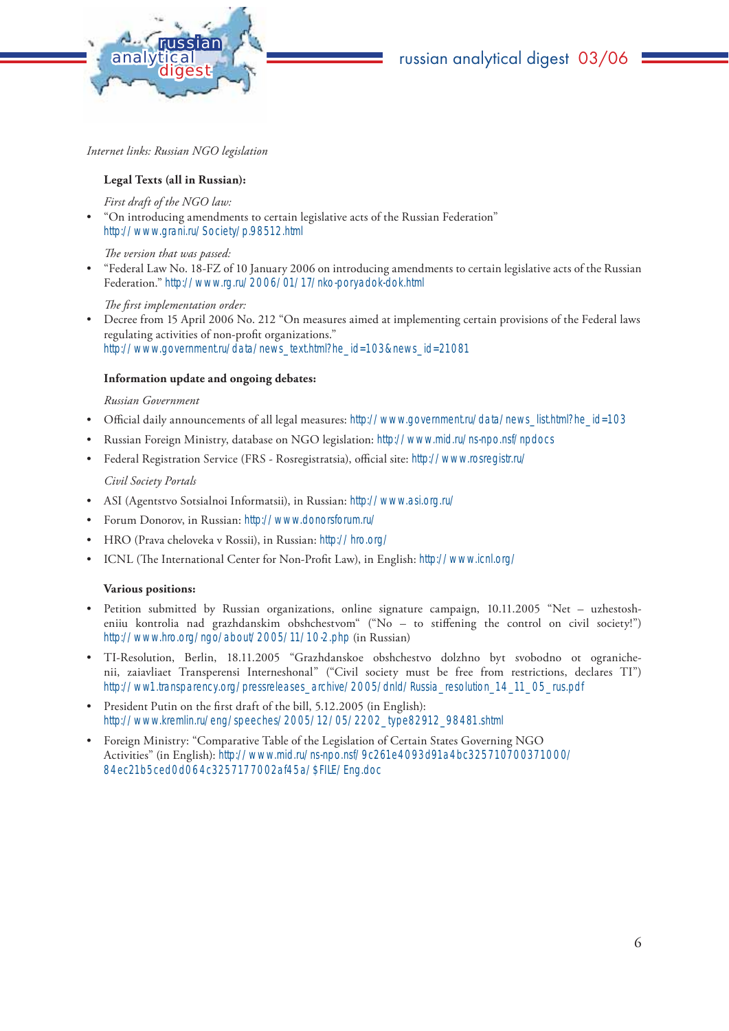*Internet links: Russian NGO legislation*

**Legal Texts (all in Russian):**

*First draft of the NGO law:*

- "On introducing amendments to certain legislative acts of the Russian Federation" http://www.grani.ru/Society/p.98512.html

*The version that was passed:*

- "Federal Law No. 18-FZ of 10 January 2006 on introducing amendments to certain legislative acts of the Russian Federation." http://www.rg.ru/2006/01/17/nko-poryadok-dok.html

*The first implementation order:*

- Decree from 15 April 2006 No. 212 "On measures aimed at implementing certain provisions of the Federal laws regulating activities of non-profit organizations." http://www.government.ru/data/news_text.html?he_id=103&news_id=21081

**Information update and ongoing debates:**

*Russian Government*

- Official daily announcements of all legal measures: http://www.government.ru/data/news_list.html?he_id=103
- Russian Foreign Ministry, database on NGO legislation: http://www.mid.ru/ns-npo.nsf/npdocs
- Federal Registration Service (FRS - Rosregistratsia), official site: http://www.rosregistr.ru/

*Civil Society Portals*

- ASI (Agentstvo Sotsialnoi Informatsii), in Russian: http://www.asi.org.ru/
- Forum Donorov, in Russian: http://www.donorsforum.ru/
- HRO (Prava cheloveka v Rossii), in Russian: http://hro.org/
- ICNL (The International Center for Non-Profit Law), in English: http://www.icnl.org/

**Various positions:**

- Petition submitted by Russian organizations, online signature campaign, 10.11.2005 "Net – uzhestosheniiu kontrolia nad grazhdanskim obshchestvom" ("No – to stiffening the control on civil society!") http://www.hro.org/ngo/about/2005/11/10-2.php (in Russian)
- TI-Resolution, Berlin, 18.11.2005 "Grazhdanskoe obshchestvo dolzhno byt svobodno ot ogranichenii, zaiavliaet Transperensi Interneshonal" ("Civil society must be free from restrictions, declares TI") http://ww1.transparency.org/pressreleases_archive/2005/dnld/Russia_resolution_14_11_05_rus.pdf
- President Putin on the first draft of the bill, 5.12.2005 (in English): http://www.kremlin.ru/eng/speeches/2005/12/05/2202_type82912_98481.shtml
- Foreign Ministry: "Comparative Table of the Legislation of Certain States Governing NGO Activities" (in English): http://www.mid.ru/ns-npo.nsf/9c261e4093d91a4bc325710700371000/84ec21b5ced0d064c3257177002af45a/$FILE/Eng.doc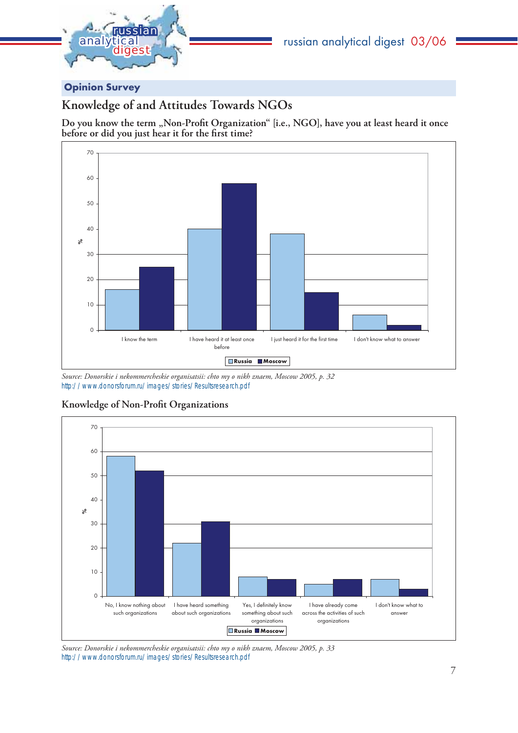## Opinion Survey

# Knowledge of and Attitudes Towards NGOs

**Do you know the term „Non-Profit Organization" [i.e., NGO], have you at least heard it once before or did you just hear it for the first time?**

70
60
50
40
30
20
10
0
%

I know the term
I have heard it at least once before
I just heard it for the first time
I don't know what to answer

Russia Moscow

*Source: Donorskie i nekommercheskie organisatsii: chto my o nikh znaem, Moscow 2005, p. 32*
http://www.donorsforum.ru/images/stories/Resultsresearch.pdf

## Knowledge of Non-Profit Organizations

70
60
50
40
30
20
10
0
%

No, I know nothing about such organizations
I have heard something about such organizations
Yes, I definitely know something about such organizations
I have already come across the activities of such organizations
I don't know what to answer

Russia Moscow

*Source: Donorskie i nekommercheskie organisatsii: chto my o nikh znaem, Moscow 2005, p. 33*
http://www.donorsforum.ru/images/stories/Resultsresearch.pdf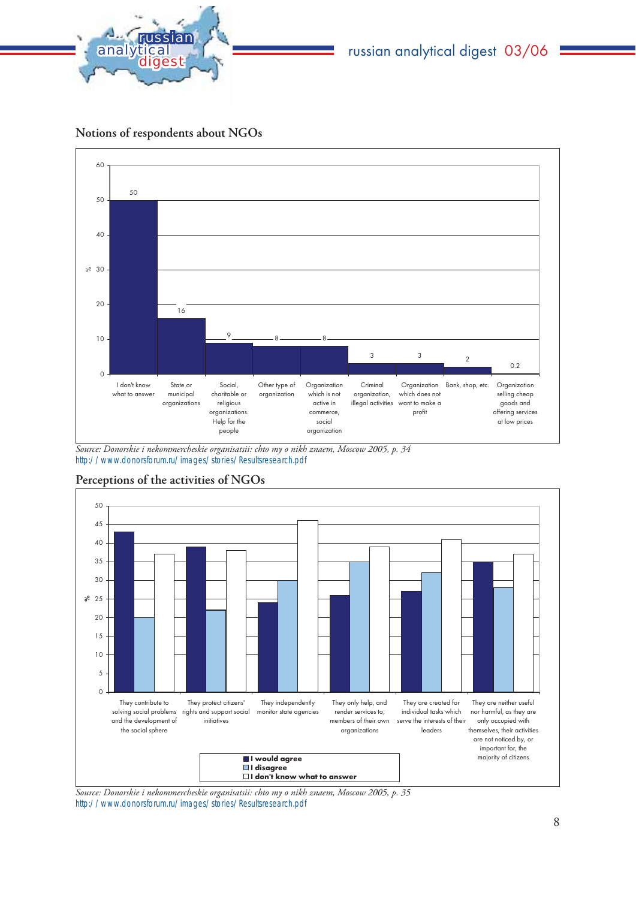## Notions of respondents about NGOs

%

60
50
40
30
20
10
0

50
16
9
8
8
3
3
2
0.2

I don't know what to answer
State or municipal organizations
Social, charitable or religious organizations. Help for the people
Other type of organization
Organization which is not active in commerce, social organization
Criminal organization, illegal activities
Organization which does not want to make a profit
Bank, shop, etc.
Organization selling cheap goods and offering services at low prices

*Source: Donorskie i nekommercheskie organisatsii: chto my o nikh znaem, Moscow 2005, p. 34*
http://www.donorsforum.ru/images/stories/Resultsresearch.pdf

## Perceptions of the activities of NGOs

%

50
45
40
35
30
25
20
15
10
5
0

They contribute to solving social problems and the development of the social sphere
They protect citizens' rights and support social initiatives
They independently monitor state agencies
They only help, and render services to, members of their own organizations
They are created for individual tasks which serve the interests of their leaders
They are neither useful nor harmful, as they are only occupied with themselves, their activities are not noticed by, or important for, the majority of citizens

I would agree
I disagree
I don't know what to answer

*Source: Donorskie i nekommercheskie organisatsii: chto my o nikh znaem, Moscow 2005, p. 35*
http://www.donorsforum.ru/images/stories/Resultsresearch.pdf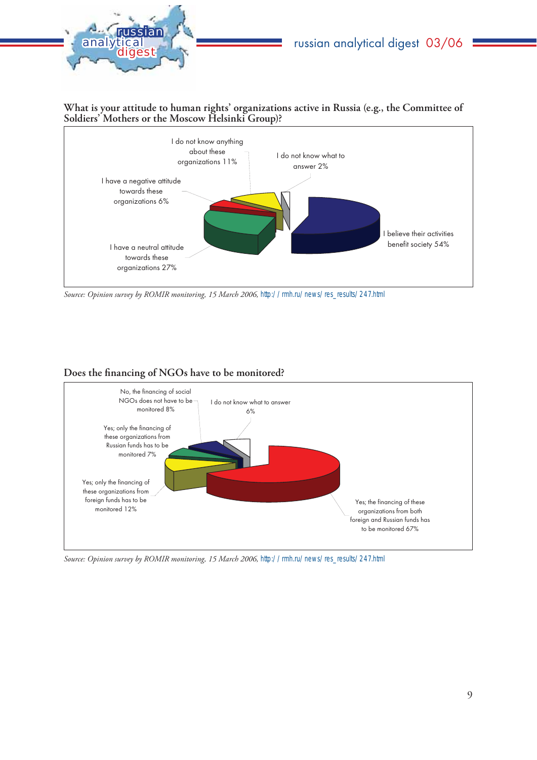### What is your attitude to human rights' organizations active in Russia (e.g., the Committee of Soldiers' Mothers or the Moscow Helsinki Group)?

I do not know anything about these organizations 11%

I do not know what to answer 2%

I have a negative attitude towards these organizations 6%

I believe their activities benefit society 54%

I have a neutral attitude towards these organizations 27%

*Source: Opinion survey by ROMIR monitoring, 15 March 2006,* http://rmh.ru/news/res_results/247.html

### Does the financing of NGOs have to be monitored?

No, the financing of social NGOs does not have to be monitored 8%

I do not know what to answer 6%

Yes; only the financing of these organizations from Russian funds has to be monitored 7%

Yes; only the financing of these organizations from foreign funds has to be monitored 12%

Yes; the financing of these organizations from both foreign and Russian funds has to be monitored 67%

*Source: Opinion survey by ROMIR monitoring, 15 March 2006,* http://rmh.ru/news/res_results/247.html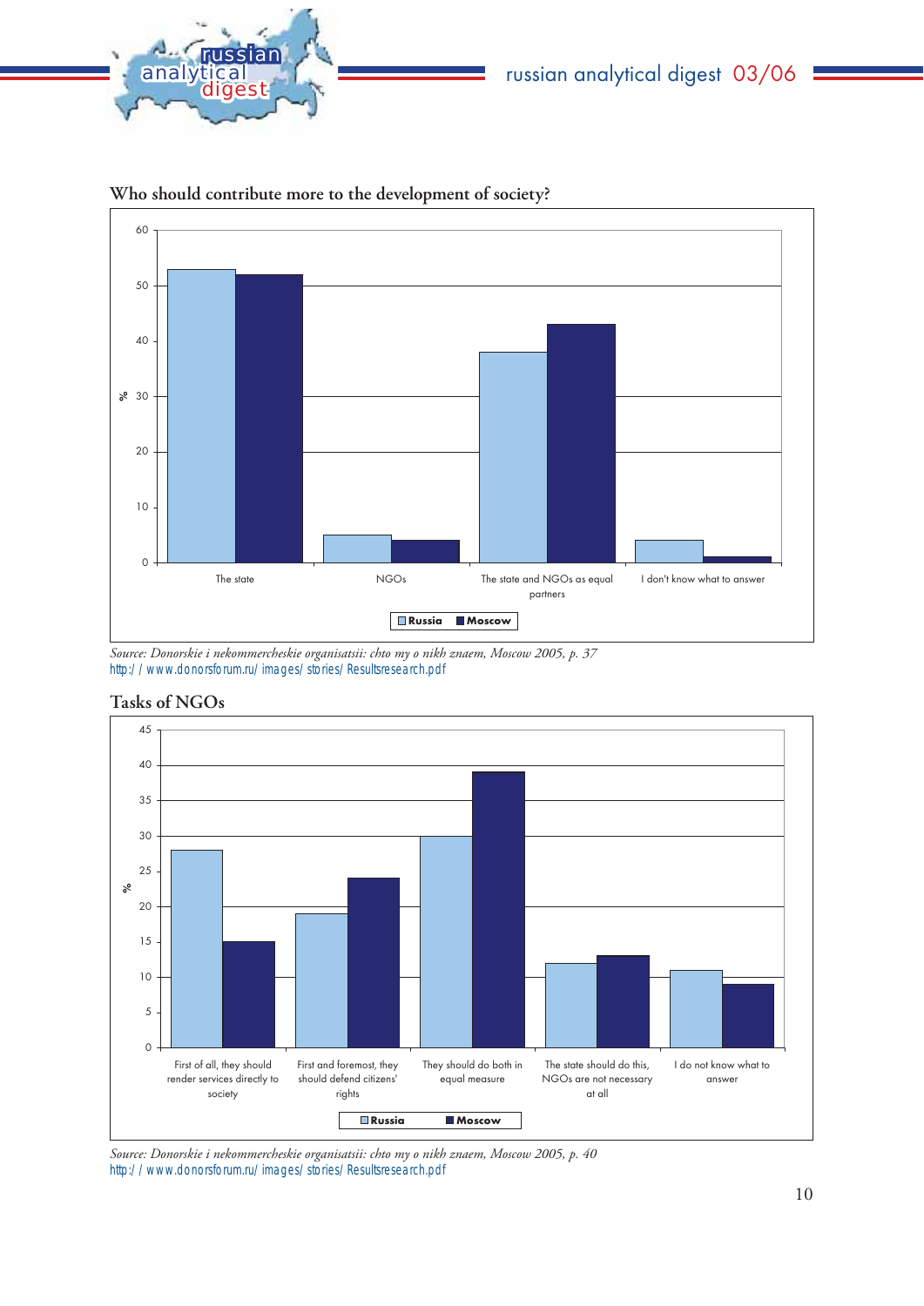### Who should contribute more to the development of society?

60
50
40
30
20
10
0

%

The state
NGOs
The state and NGOs as equal partners
I don't know what to answer

Russia
Moscow

*Source: Donorskie i nekommercheskie organisatsii: chto my o nikh znaem, Moscow 2005, p. 37*
http://www.donorsforum.ru/images/stories/Resultsresearch.pdf

### Tasks of NGOs

45
40
35
30
25
20
15
10
5
0

%

First of all, they should render services directly to society
First and foremost, they should defend citizens' rights
They should do both in equal measure
The state should do this, NGOs are not necessary at all
I do not know what to answer

Russia
Moscow

*Source: Donorskie i nekommercheskie organisatsii: chto my o nikh znaem, Moscow 2005, p. 40*
http://www.donorsforum.ru/images/stories/Resultsresearch.pdf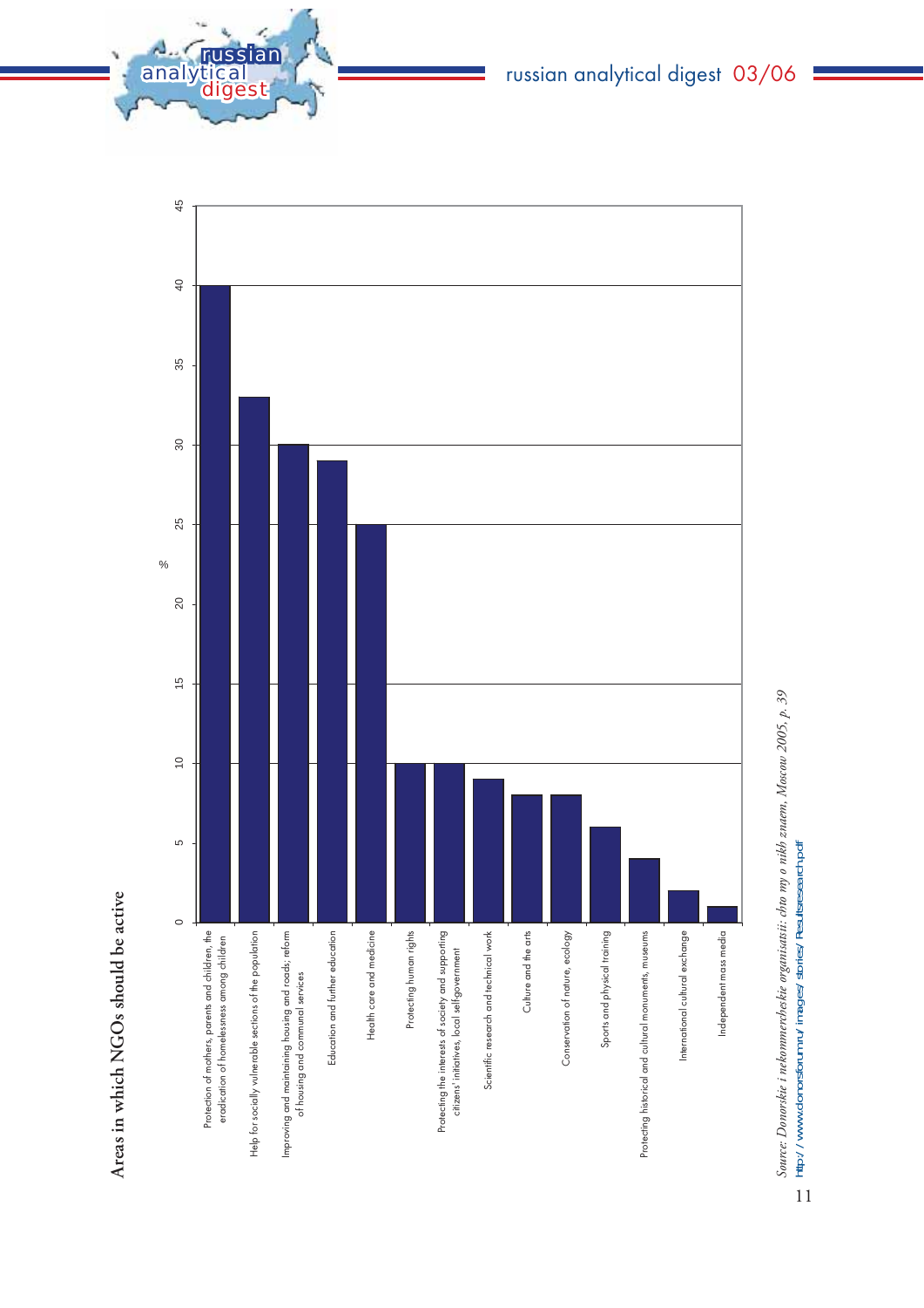## Areas in which NGOs should be active

%

45
40
35
30
25
20
15
10
5
0

Protection of mothers, parents and children, the eradication of homelessness among children

Help for socially vulnerable sections of the population

Improving and maintaining housing and roads; reform of housing and communal services

Education and further education

Health care and medicine

Protecting human rights

Protecting the interests of society and supporting citizens' initiatives, local self-government

Scientific research and technical work

Culture and the arts

Conservation of nature, ecology

Sports and physical training

Protecting historical and cultural monuments, museums

International cultural exchange

Independent mass media

*Source: Donorskie i nekommercheskie organisatsii: chto my o nikh znaem, Moscow 2005, p. 39*
http://www.donorsforum.ru/images/stories/Resultsresearch.pdf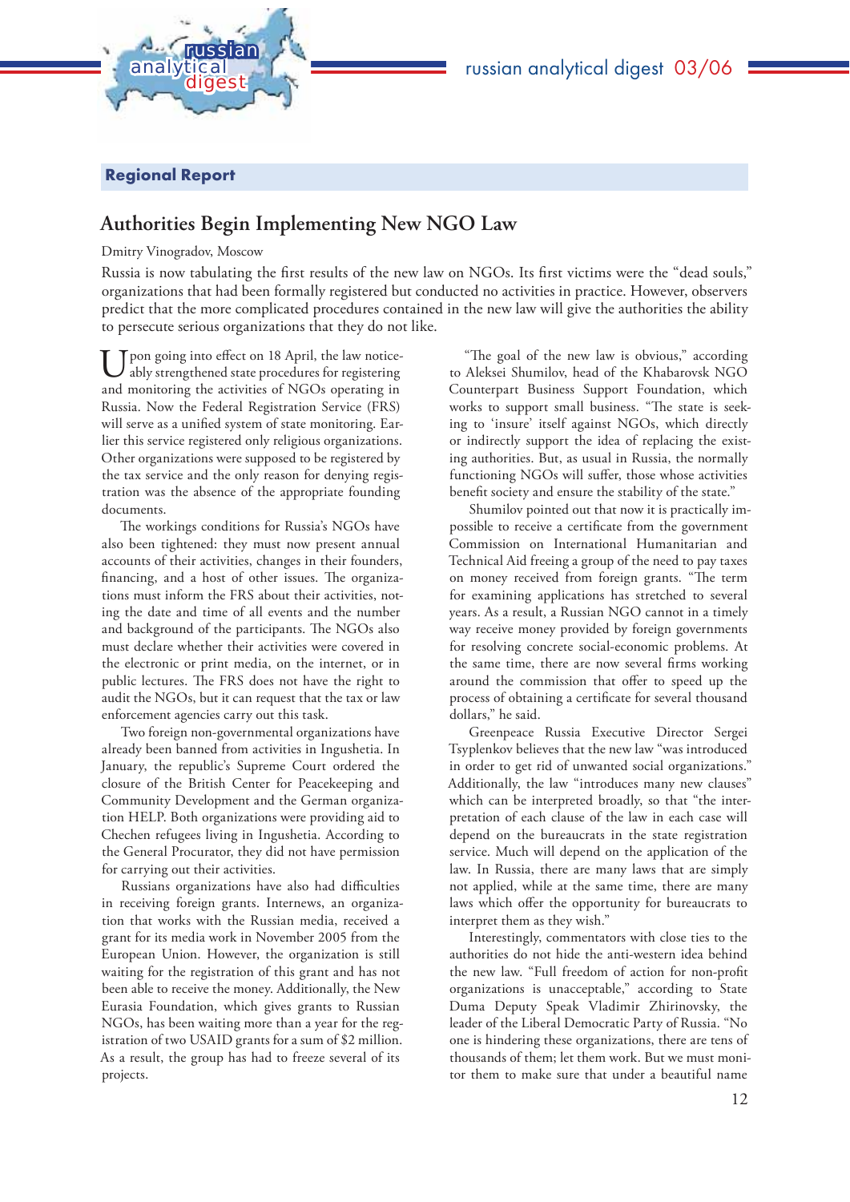## Regional Report

# Authorities Begin Implementing New NGO Law

Dmitry Vinogradov, Moscow

Russia is now tabulating the first results of the new law on NGOs. Its first victims were the "dead souls," organizations that had been formally registered but conducted no activities in practice. However, observers predict that the more complicated procedures contained in the new law will give the authorities the ability to persecute serious organizations that they do not like.

Upon going into effect on 18 April, the law noticeably strengthened state procedures for registering and monitoring the activities of NGOs operating in Russia. Now the Federal Registration Service (FRS) will serve as a unified system of state monitoring. Earlier this service registered only religious organizations. Other organizations were supposed to be registered by the tax service and the only reason for denying registration was the absence of the appropriate founding documents.

The workings conditions for Russia's NGOs have also been tightened: they must now present annual accounts of their activities, changes in their founders, financing, and a host of other issues. The organizations must inform the FRS about their activities, noting the date and time of all events and the number and background of the participants. The NGOs also must declare whether their activities were covered in the electronic or print media, on the internet, or in public lectures. The FRS does not have the right to audit the NGOs, but it can request that the tax or law enforcement agencies carry out this task.

Two foreign non-governmental organizations have already been banned from activities in Ingushetia. In January, the republic's Supreme Court ordered the closure of the British Center for Peacekeeping and Community Development and the German organization HELP. Both organizations were providing aid to Chechen refugees living in Ingushetia. According to the General Procurator, they did not have permission for carrying out their activities.

Russians organizations have also had difficulties in receiving foreign grants. Internews, an organization that works with the Russian media, received a grant for its media work in November 2005 from the European Union. However, the organization is still waiting for the registration of this grant and has not been able to receive the money. Additionally, the New Eurasia Foundation, which gives grants to Russian NGOs, has been waiting more than a year for the registration of two USAID grants for a sum of $2 million. As a result, the group has had to freeze several of its projects.

"The goal of the new law is obvious," according to Aleksei Shumilov, head of the Khabarovsk NGO Counterpart Business Support Foundation, which works to support small business. "The state is seeking to 'insure' itself against NGOs, which directly or indirectly support the idea of replacing the existing authorities. But, as usual in Russia, the normally functioning NGOs will suffer, those whose activities benefit society and ensure the stability of the state."

Shumilov pointed out that now it is practically impossible to receive a certificate from the government Commission on International Humanitarian and Technical Aid freeing a group of the need to pay taxes on money received from foreign grants. "The term for examining applications has stretched to several years. As a result, a Russian NGO cannot in a timely way receive money provided by foreign governments for resolving concrete social-economic problems. At the same time, there are now several firms working around the commission that offer to speed up the process of obtaining a certificate for several thousand dollars," he said.

Greenpeace Russia Executive Director Sergei Tsyplenkov believes that the new law "was introduced in order to get rid of unwanted social organizations." Additionally, the law "introduces many new clauses" which can be interpreted broadly, so that "the interpretation of each clause of the law in each case will depend on the bureaucrats in the state registration service. Much will depend on the application of the law. In Russia, there are many laws that are simply not applied, while at the same time, there are many laws which offer the opportunity for bureaucrats to interpret them as they wish."

Interestingly, commentators with close ties to the authorities do not hide the anti-western idea behind the new law. "Full freedom of action for non-profit organizations is unacceptable," according to State Duma Deputy Speak Vladimir Zhirinovsky, the leader of the Liberal Democratic Party of Russia. "No one is hindering these organizations, there are tens of thousands of them; let them work. But we must monitor them to make sure that under a beautiful name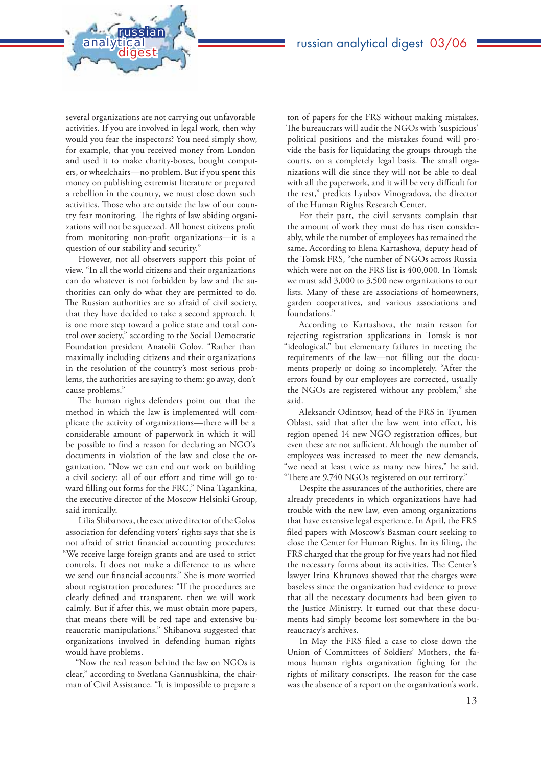several organizations are not carrying out unfavorable activities. If you are involved in legal work, then why would you fear the inspectors? You need simply show, for example, that you received money from London and used it to make charity-boxes, bought computers, or wheelchairs—no problem. But if you spent this money on publishing extremist literature or prepared a rebellion in the country, we must close down such activities. Those who are outside the law of our country fear monitoring. The rights of law abiding organizations will not be squeezed. All honest citizens profit from monitoring non-profit organizations—it is a question of our stability and security."

However, not all observers support this point of view. "In all the world citizens and their organizations can do whatever is not forbidden by law and the authorities can only do what they are permitted to do. The Russian authorities are so afraid of civil society, that they have decided to take a second approach. It is one more step toward a police state and total control over society," according to the Social Democratic Foundation president Anatolii Golov. "Rather than maximally including citizens and their organizations in the resolution of the country's most serious problems, the authorities are saying to them: go away, don't cause problems."

The human rights defenders point out that the method in which the law is implemented will complicate the activity of organizations—there will be a considerable amount of paperwork in which it will be possible to find a reason for declaring an NGO's documents in violation of the law and close the organization. "Now we can end our work on building a civil society: all of our effort and time will go toward filling out forms for the FRC," Nina Tagankina, the executive director of the Moscow Helsinki Group, said ironically.

Lilia Shibanova, the executive director of the Golos association for defending voters' rights says that she is not afraid of strict financial accounting procedures: "We receive large foreign grants and are used to strict controls. It does not make a difference to us where we send our financial accounts." She is more worried about registration procedures: "If the procedures are clearly defined and transparent, then we will work calmly. But if after this, we must obtain more papers, that means there will be red tape and extensive bureaucratic manipulations." Shibanova suggested that organizations involved in defending human rights would have problems.

"Now the real reason behind the law on NGOs is clear," according to Svetlana Gannushkina, the chairman of Civil Assistance. "It is impossible to prepare a ton of papers for the FRS without making mistakes. The bureaucrats will audit the NGOs with 'suspicious' political positions and the mistakes found will provide the basis for liquidating the groups through the courts, on a completely legal basis. The small organizations will die since they will not be able to deal with all the paperwork, and it will be very difficult for the rest," predicts Lyubov Vinogradova, the director of the Human Rights Research Center.

For their part, the civil servants complain that the amount of work they must do has risen considerably, while the number of employees has remained the same. According to Elena Kartashova, deputy head of the Tomsk FRS, "the number of NGOs across Russia which were not on the FRS list is 400,000. In Tomsk we must add 3,000 to 3,500 new organizations to our lists. Many of these are associations of homeowners, garden cooperatives, and various associations and foundations."

According to Kartashova, the main reason for rejecting registration applications in Tomsk is not "ideological," but elementary failures in meeting the requirements of the law—not filling out the documents properly or doing so incompletely. "After the errors found by our employees are corrected, usually the NGOs are registered without any problem," she said.

Aleksandr Odintsov, head of the FRS in Tyumen Oblast, said that after the law went into effect, his region opened 14 new NGO registration offices, but even these are not sufficient. Although the number of employees was increased to meet the new demands, "we need at least twice as many new hires," he said. "There are 9,740 NGOs registered on our territory."

Despite the assurances of the authorities, there are already precedents in which organizations have had trouble with the new law, even among organizations that have extensive legal experience. In April, the FRS filed papers with Moscow's Basman court seeking to close the Center for Human Rights. In its filing, the FRS charged that the group for five years had not filed the necessary forms about its activities. The Center's lawyer Irina Khrunova showed that the charges were baseless since the organization had evidence to prove that all the necessary documents had been given to the Justice Ministry. It turned out that these documents had simply become lost somewhere in the bureaucracy's archives.

In May the FRS filed a case to close down the Union of Committees of Soldiers' Mothers, the famous human rights organization fighting for the rights of military conscripts. The reason for the case was the absence of a report on the organization's work.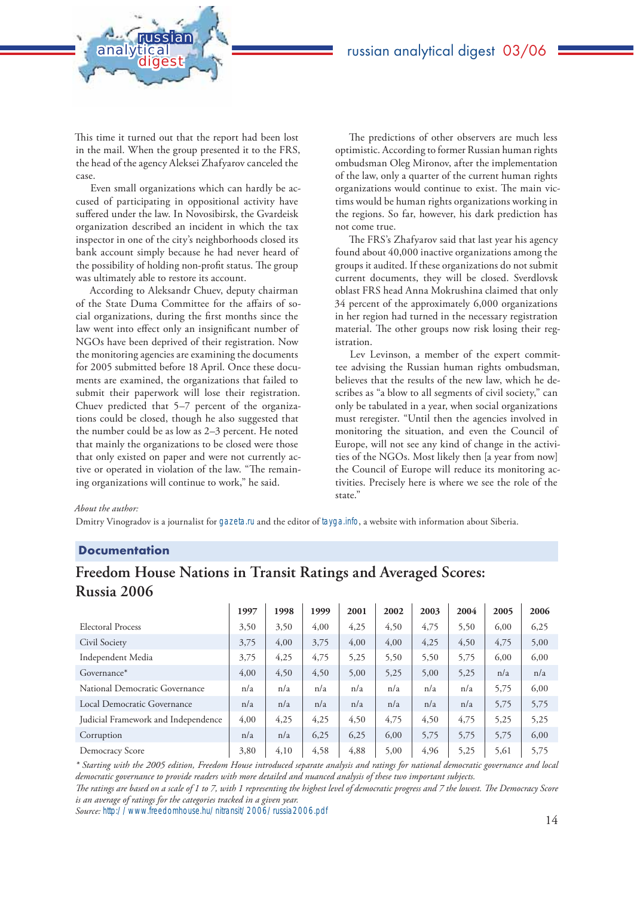This time it turned out that the report had been lost in the mail. When the group presented it to the FRS, the head of the agency Aleksei Zhafyarov canceled the case.

Even small organizations which can hardly be accused of participating in oppositional activity have suffered under the law. In Novosibirsk, the Gvardeisk organization described an incident in which the tax inspector in one of the city's neighborhoods closed its bank account simply because he had never heard of the possibility of holding non-profit status. The group was ultimately able to restore its account.

According to Aleksandr Chuev, deputy chairman of the State Duma Committee for the affairs of social organizations, during the first months since the law went into effect only an insignificant number of NGOs have been deprived of their registration. Now the monitoring agencies are examining the documents for 2005 submitted before 18 April. Once these documents are examined, the organizations that failed to submit their paperwork will lose their registration. Chuev predicted that 5–7 percent of the organizations could be closed, though he also suggested that the number could be as low as 2–3 percent. He noted that mainly the organizations to be closed were those that only existed on paper and were not currently active or operated in violation of the law. "The remaining organizations will continue to work," he said.

The predictions of other observers are much less optimistic. According to former Russian human rights ombudsman Oleg Mironov, after the implementation of the law, only a quarter of the current human rights organizations would continue to exist. The main victims would be human rights organizations working in the regions. So far, however, his dark prediction has not come true.

The FRS's Zhafyarov said that last year his agency found about 40,000 inactive organizations among the groups it audited. If these organizations do not submit current documents, they will be closed. Sverdlovsk oblast FRS head Anna Mokrushina claimed that only 34 percent of the approximately 6,000 organizations in her region had turned in the necessary registration material. The other groups now risk losing their registration.

Lev Levinson, a member of the expert committee advising the Russian human rights ombudsman, believes that the results of the new law, which he describes as "a blow to all segments of civil society," can only be tabulated in a year, when social organizations must reregister. "Until then the agencies involved in monitoring the situation, and even the Council of Europe, will not see any kind of change in the activities of the NGOs. Most likely then [a year from now] the Council of Europe will reduce its monitoring activities. Precisely here is where we see the role of the state."

*About the author:*

Dmitry Vinogradov is a journalist for gazeta.ru and the editor of tayga.info, a website with information about Siberia.

## Documentation

### Freedom House Nations in Transit Ratings and Averaged Scores: Russia 2006

| | 1997 | 1998 | 1999 | 2001 | 2002 | 2003 | 2004 | 2005 | 2006 |
|---|---|---|---|---|---|---|---|---|---|
| Electoral Process | 3,50 | 3,50 | 4,00 | 4,25 | 4,50 | 4,75 | 5,50 | 6,00 | 6,25 |
| Civil Society | 3,75 | 4,00 | 3,75 | 4,00 | 4,00 | 4,25 | 4,50 | 4,75 | 5,00 |
| Independent Media | 3,75 | 4,25 | 4,75 | 5,25 | 5,50 | 5,50 | 5,75 | 6,00 | 6,00 |
| Governance* | 4,00 | 4,50 | 4,50 | 5,00 | 5,25 | 5,00 | 5,25 | n/a | n/a |
| National Democratic Governance | n/a | n/a | n/a | n/a | n/a | n/a | n/a | 5,75 | 6,00 |
| Local Democratic Governance | n/a | n/a | n/a | n/a | n/a | n/a | n/a | 5,75 | 5,75 |
| Judicial Framework and Independence | 4,00 | 4,25 | 4,25 | 4,50 | 4,75 | 4,50 | 4,75 | 5,25 | 5,25 |
| Corruption | n/a | n/a | 6,25 | 6,25 | 6,00 | 5,75 | 5,75 | 5,75 | 6,00 |
| Democracy Score | 3,80 | 4,10 | 4,58 | 4,88 | 5,00 | 4,96 | 5,25 | 5,61 | 5,75 |

*\* Starting with the 2005 edition, Freedom House introduced separate analysis and ratings for national democratic governance and local democratic governance to provide readers with more detailed and nuanced analysis of these two important subjects.*

*The ratings are based on a scale of 1 to 7, with 1 representing the highest level of democratic progress and 7 the lowest. The Democracy Score is an average of ratings for the categories tracked in a given year.*

*Source:* http://www.freedomhouse.hu/nitransit/2006/russia2006.pdf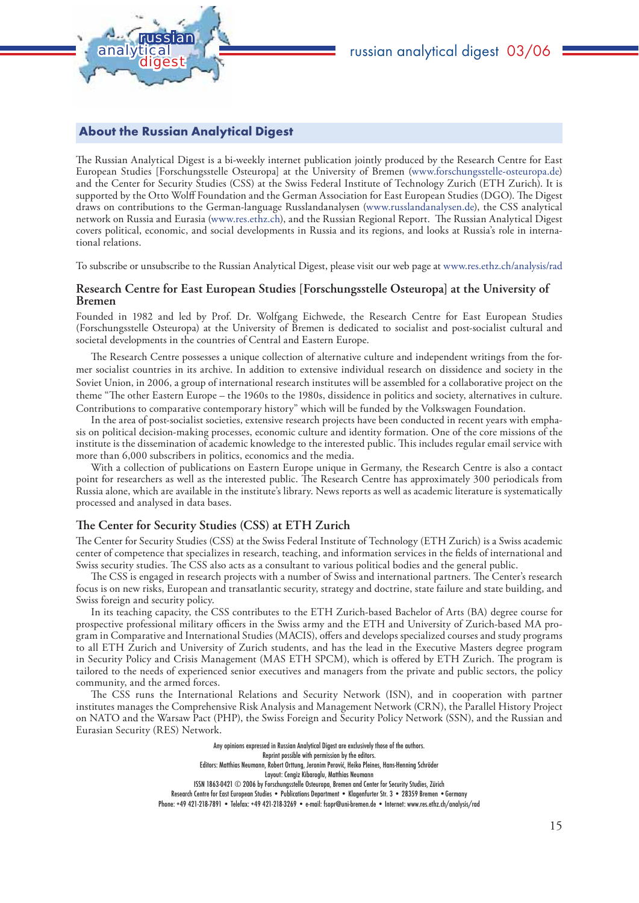## About the Russian Analytical Digest

The Russian Analytical Digest is a bi-weekly internet publication jointly produced by the Research Centre for East European Studies [Forschungsstelle Osteuropa] at the University of Bremen (www.forschungsstelle-osteuropa.de) and the Center for Security Studies (CSS) at the Swiss Federal Institute of Technology Zurich (ETH Zurich). It is supported by the Otto Wolff Foundation and the German Association for East European Studies (DGO). The Digest draws on contributions to the German-language Russlandanalysen (www.russlandanalysen.de), the CSS analytical network on Russia and Eurasia (www.res.ethz.ch), and the Russian Regional Report. The Russian Analytical Digest covers political, economic, and social developments in Russia and its regions, and looks at Russia's role in international relations.

To subscribe or unsubscribe to the Russian Analytical Digest, please visit our web page at www.res.ethz.ch/analysis/rad

### Research Centre for East European Studies [Forschungsstelle Osteuropa] at the University of Bremen

Founded in 1982 and led by Prof. Dr. Wolfgang Eichwede, the Research Centre for East European Studies (Forschungsstelle Osteuropa) at the University of Bremen is dedicated to socialist and post-socialist cultural and societal developments in the countries of Central and Eastern Europe.

The Research Centre possesses a unique collection of alternative culture and independent writings from the former socialist countries in its archive. In addition to extensive individual research on dissidence and society in the Soviet Union, in 2006, a group of international research institutes will be assembled for a collaborative project on the theme "The other Eastern Europe – the 1960s to the 1980s, dissidence in politics and society, alternatives in culture. Contributions to comparative contemporary history" which will be funded by the Volkswagen Foundation.

In the area of post-socialist societies, extensive research projects have been conducted in recent years with emphasis on political decision-making processes, economic culture and identity formation. One of the core missions of the institute is the dissemination of academic knowledge to the interested public. This includes regular email service with more than 6,000 subscribers in politics, economics and the media.

With a collection of publications on Eastern Europe unique in Germany, the Research Centre is also a contact point for researchers as well as the interested public. The Research Centre has approximately 300 periodicals from Russia alone, which are available in the institute's library. News reports as well as academic literature is systematically processed and analysed in data bases.

### The Center for Security Studies (CSS) at ETH Zurich

The Center for Security Studies (CSS) at the Swiss Federal Institute of Technology (ETH Zurich) is a Swiss academic center of competence that specializes in research, teaching, and information services in the fields of international and Swiss security studies. The CSS also acts as a consultant to various political bodies and the general public.

The CSS is engaged in research projects with a number of Swiss and international partners. The Center's research focus is on new risks, European and transatlantic security, strategy and doctrine, state failure and state building, and Swiss foreign and security policy.

In its teaching capacity, the CSS contributes to the ETH Zurich-based Bachelor of Arts (BA) degree course for prospective professional military officers in the Swiss army and the ETH and University of Zurich-based MA program in Comparative and International Studies (MACIS), offers and develops specialized courses and study programs to all ETH Zurich and University of Zurich students, and has the lead in the Executive Masters degree program in Security Policy and Crisis Management (MAS ETH SPCM), which is offered by ETH Zurich. The program is tailored to the needs of experienced senior executives and managers from the private and public sectors, the policy community, and the armed forces.

The CSS runs the International Relations and Security Network (ISN), and in cooperation with partner institutes manages the Comprehensive Risk Analysis and Management Network (CRN), the Parallel History Project on NATO and the Warsaw Pact (PHP), the Swiss Foreign and Security Policy Network (SSN), and the Russian and Eurasian Security (RES) Network.

Any opinions expressed in Russian Analytical Digest are exclusively those of the authors.
Reprint possible with permission by the editors.
Editors: Matthias Neumann, Robert Orttung, Jeronim Perović, Heiko Pleines, Hans-Henning Schröder
Layout: Cengiz Kibaroglu, Matthias Neumann
ISSN 1863-0421 © 2006 by Forschungsstelle Osteuropa, Bremen and Center for Security Studies, Zürich
Research Centre for East European Studies • Publications Department • Klagenfurter Str. 3 • 28359 Bremen • Germany
Phone: +49 421-218-7891 • Telefax: +49 421-218-3269 • e-mail: fsopr@uni-bremen.de • Internet: www.res.ethz.ch/analysis/rad